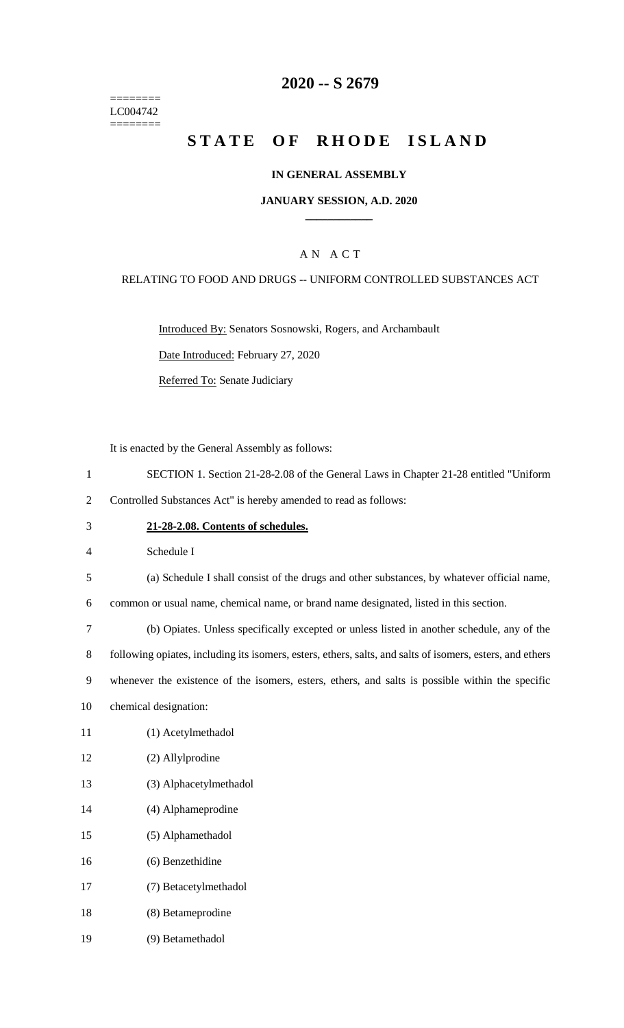========
LC004742
========

# 2020 -- S 2679

# STATE OF RHODE ISLAND

## IN GENERAL ASSEMBLY

### JANUARY SESSION, A.D. 2020

AN ACT

RELATING TO FOOD AND DRUGS -- UNIFORM CONTROLLED SUBSTANCES ACT

Introduced By: Senators Sosnowski, Rogers, and Archambault

Date Introduced: February 27, 2020

Referred To: Senate Judiciary

It is enacted by the General Assembly as follows:

1 SECTION 1. Section 21-28-2.08 of the General Laws in Chapter 21-28 entitled "Uniform
2 Controlled Substances Act" is hereby amended to read as follows:

3 **21-28-2.08. Contents of schedules.**

4 Schedule I

5 (a) Schedule I shall consist of the drugs and other substances, by whatever official name,
6 common or usual name, chemical name, or brand name designated, listed in this section.

7 (b) Opiates. Unless specifically excepted or unless listed in another schedule, any of the
8 following opiates, including its isomers, esters, ethers, salts, and salts of isomers, esters, and ethers
9 whenever the existence of the isomers, esters, ethers, and salts is possible within the specific
10 chemical designation:

11 (1) Acetylmethadol

12 (2) Allylprodine

13 (3) Alphacetylmethadol

14 (4) Alphameprodine

15 (5) Alphamethadol

16 (6) Benzethidine

17 (7) Betacetylmethadol

18 (8) Betameprodine

19 (9) Betamethadol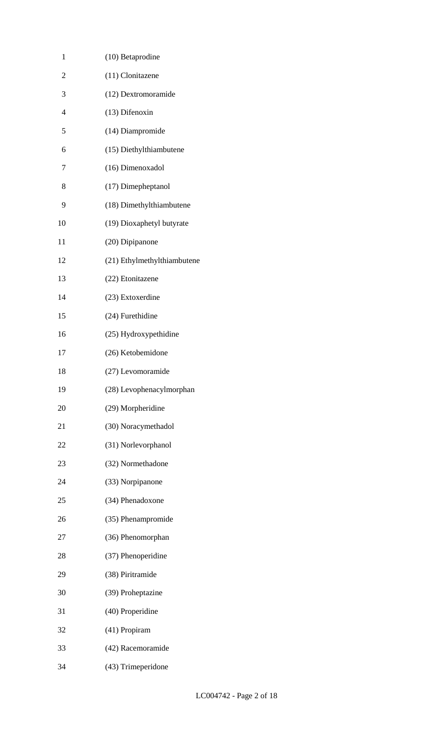(10) Betaprodine

(11) Clonitazene

(12) Dextromoramide

(13) Difenoxin

(14) Diampromide

(15) Diethylthiambutene

(16) Dimenoxadol

(17) Dimepheptanol

(18) Dimethylthiambutene

(19) Dioxaphetyl butyrate

(20) Dipipanone

(21) Ethylmethylthiambutene

(22) Etonitazene

(23) Extoxerdine

(24) Furethidine

(25) Hydroxypethidine

(26) Ketobemidone

(27) Levomoramide

(28) Levophenacylmorphan

(29) Morpheridine

(30) Noracymethadol

(31) Norlevorphanol

(32) Normethadone

(33) Norpipanone

(34) Phenadoxone

(35) Phenampromide

(36) Phenomorphan

(37) Phenoperidine

(38) Piritramide

(39) Proheptazine

(40) Properidine

(41) Propiram

(42) Racemoramide

(43) Trimeperidone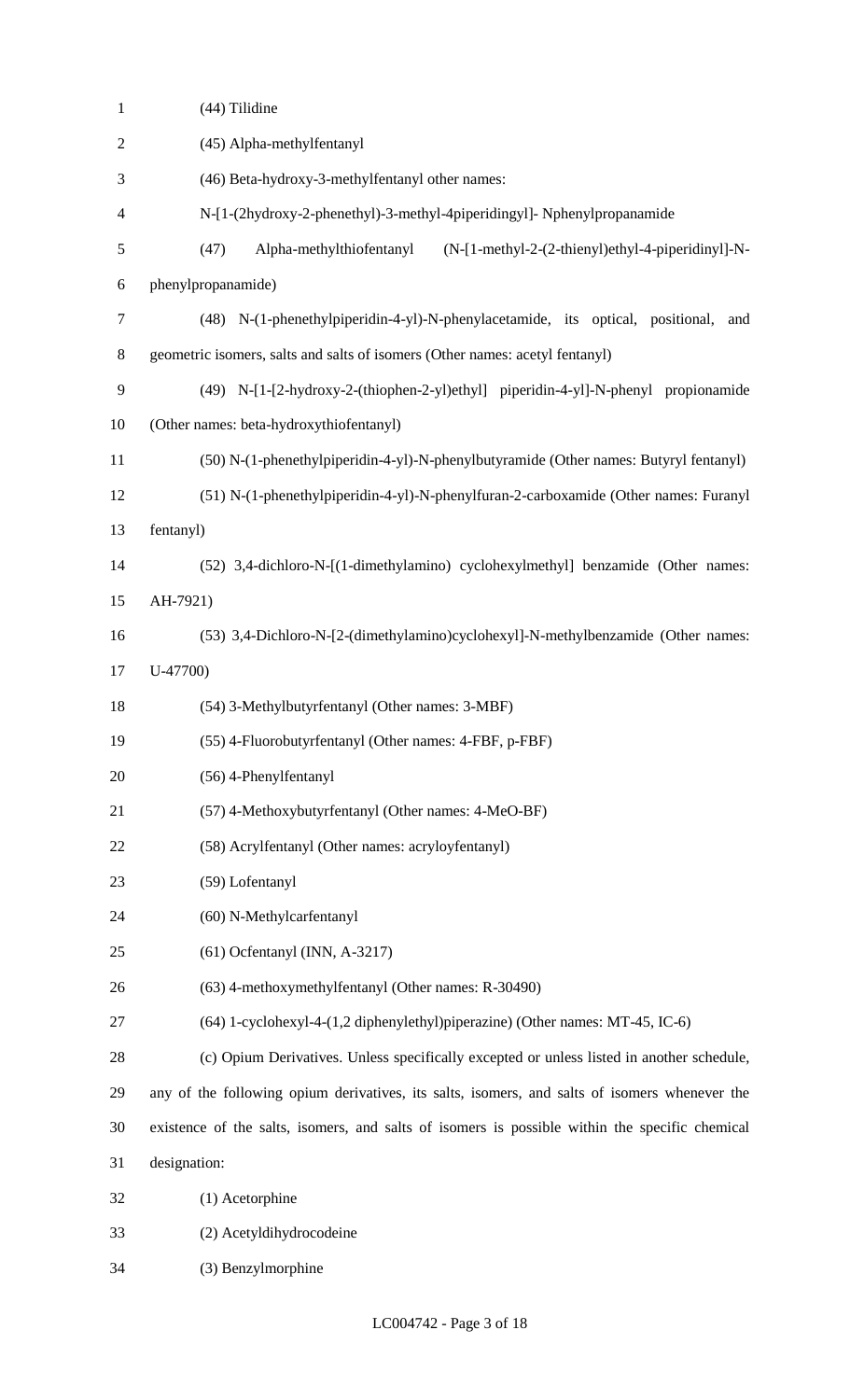(44) Tilidine

(45) Alpha-methylfentanyl

(46) Beta-hydroxy-3-methylfentanyl other names:

N-[1-(2hydroxy-2-phenethyl)-3-methyl-4piperidingyl]- Nphenylpropanamide

(47) Alpha-methylthiofentanyl (N-[1-methyl-2-(2-thienyl)ethyl-4-piperidinyl]-N-phenylpropanamide)

(48) N-(1-phenethylpiperidin-4-yl)-N-phenylacetamide, its optical, positional, and geometric isomers, salts and salts of isomers (Other names: acetyl fentanyl)

(49) N-[1-[2-hydroxy-2-(thiophen-2-yl)ethyl] piperidin-4-yl]-N-phenyl propionamide (Other names: beta-hydroxythiofentanyl)

(50) N-(1-phenethylpiperidin-4-yl)-N-phenylbutyramide (Other names: Butyryl fentanyl)

(51) N-(1-phenethylpiperidin-4-yl)-N-phenylfuran-2-carboxamide (Other names: Furanyl fentanyl)

(52) 3,4-dichloro-N-[(1-dimethylamino) cyclohexylmethyl] benzamide (Other names: AH-7921)

(53) 3,4-Dichloro-N-[2-(dimethylamino)cyclohexyl]-N-methylbenzamide (Other names: U-47700)

(54) 3-Methylbutyrfentanyl (Other names: 3-MBF)

(55) 4-Fluorobutyrfentanyl (Other names: 4-FBF, p-FBF)

(56) 4-Phenylfentanyl

(57) 4-Methoxybutyrfentanyl (Other names: 4-MeO-BF)

(58) Acrylfentanyl (Other names: acryloyfentanyl)

(59) Lofentanyl

(60) N-Methylcarfentanyl

(61) Ocfentanyl (INN, A-3217)

(63) 4-methoxymethylfentanyl (Other names: R-30490)

(64) 1-cyclohexyl-4-(1,2 diphenylethyl)piperazine) (Other names: MT-45, IC-6)

(c) Opium Derivatives. Unless specifically excepted or unless listed in another schedule, any of the following opium derivatives, its salts, isomers, and salts of isomers whenever the existence of the salts, isomers, and salts of isomers is possible within the specific chemical designation:

(1) Acetorphine

(2) Acetyldihydrocodeine

(3) Benzylmorphine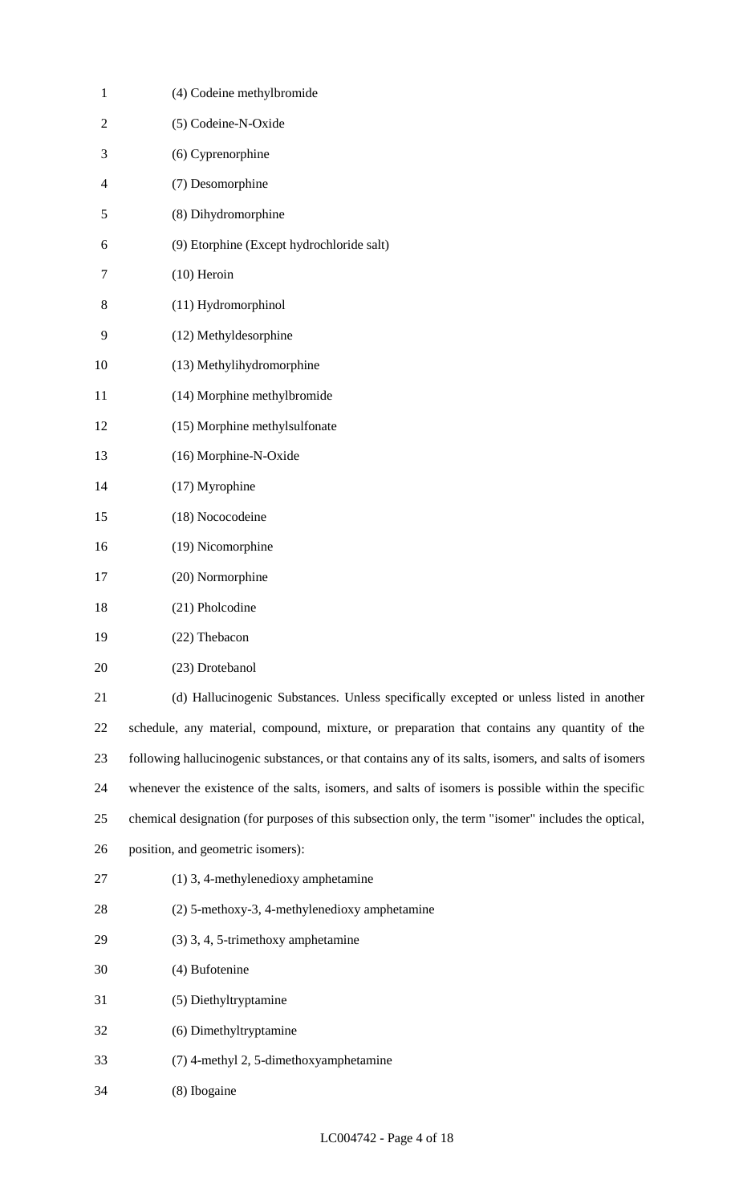(4) Codeine methylbromide

(5) Codeine-N-Oxide

(6) Cyprenorphine

(7) Desomorphine

(8) Dihydromorphine

(9) Etorphine (Except hydrochloride salt)

(10) Heroin

(11) Hydromorphinol

(12) Methyldesorphine

(13) Methylihydromorphine

(14) Morphine methylbromide

(15) Morphine methylsulfonate

(16) Morphine-N-Oxide

(17) Myrophine

(18) Nococodeine

(19) Nicomorphine

(20) Normorphine

(21) Pholcodine

(22) Thebacon

(23) Drotebanol

(d) Hallucinogenic Substances. Unless specifically excepted or unless listed in another schedule, any material, compound, mixture, or preparation that contains any quantity of the following hallucinogenic substances, or that contains any of its salts, isomers, and salts of isomers whenever the existence of the salts, isomers, and salts of isomers is possible within the specific chemical designation (for purposes of this subsection only, the term "isomer" includes the optical, position, and geometric isomers):

(1) 3, 4-methylenedioxy amphetamine

(2) 5-methoxy-3, 4-methylenedioxy amphetamine

(3) 3, 4, 5-trimethoxy amphetamine

(4) Bufotenine

(5) Diethyltryptamine

(6) Dimethyltryptamine

(7) 4-methyl 2, 5-dimethoxyamphetamine

(8) Ibogaine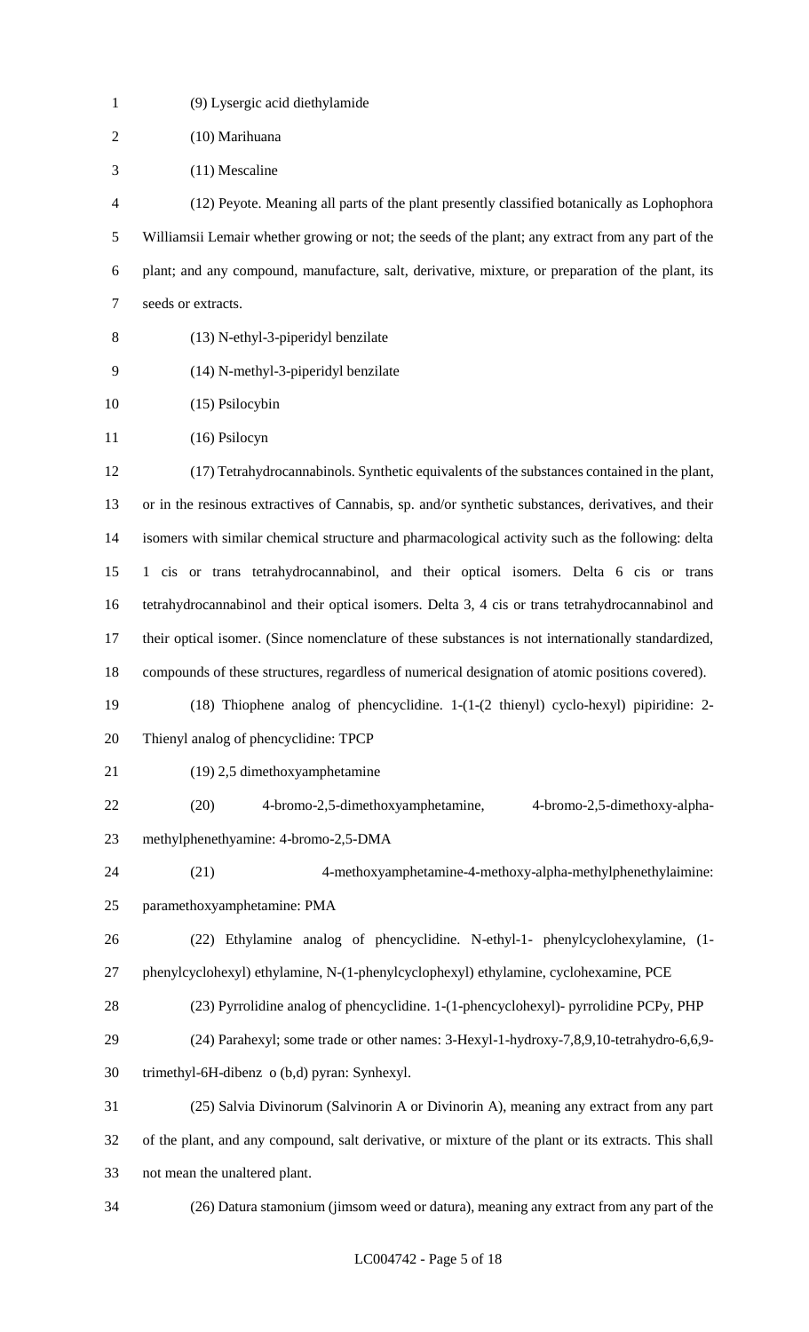(9) Lysergic acid diethylamide

(10) Marihuana

(11) Mescaline

(12) Peyote. Meaning all parts of the plant presently classified botanically as Lophophora Williamsii Lemair whether growing or not; the seeds of the plant; any extract from any part of the plant; and any compound, manufacture, salt, derivative, mixture, or preparation of the plant, its seeds or extracts.

(13) N-ethyl-3-piperidyl benzilate

(14) N-methyl-3-piperidyl benzilate

(15) Psilocybin

(16) Psilocyn

(17) Tetrahydrocannabinols. Synthetic equivalents of the substances contained in the plant, or in the resinous extractives of Cannabis, sp. and/or synthetic substances, derivatives, and their isomers with similar chemical structure and pharmacological activity such as the following: delta 1 cis or trans tetrahydrocannabinol, and their optical isomers. Delta 6 cis or trans tetrahydrocannabinol and their optical isomers. Delta 3, 4 cis or trans tetrahydrocannabinol and their optical isomer. (Since nomenclature of these substances is not internationally standardized, compounds of these structures, regardless of numerical designation of atomic positions covered).

(18) Thiophene analog of phencyclidine. 1-(1-(2 thienyl) cyclo-hexyl) pipiridine: 2-Thienyl analog of phencyclidine: TPCP

(19) 2,5 dimethoxyamphetamine

(20) 4-bromo-2,5-dimethoxyamphetamine, 4-bromo-2,5-dimethoxy-alpha-methylphenethyamine: 4-bromo-2,5-DMA

(21) 4-methoxyamphetamine-4-methoxy-alpha-methylphenethylaimine: paramethoxyamphetamine: PMA

(22) Ethylamine analog of phencyclidine. N-ethyl-1- phenylcyclohexylamine, (1-phenylcyclohexyl) ethylamine, N-(1-phenylcyclophexyl) ethylamine, cyclohexamine, PCE

(23) Pyrrolidine analog of phencyclidine. 1-(1-phencyclohexyl)- pyrrolidine PCPy, PHP

(24) Parahexyl; some trade or other names: 3-Hexyl-1-hydroxy-7,8,9,10-tetrahydro-6,6,9-trimethyl-6H-dibenz o (b,d) pyran: Synhexyl.

(25) Salvia Divinorum (Salvinorin A or Divinorin A), meaning any extract from any part of the plant, and any compound, salt derivative, or mixture of the plant or its extracts. This shall not mean the unaltered plant.

(26) Datura stamonium (jimsom weed or datura), meaning any extract from any part of the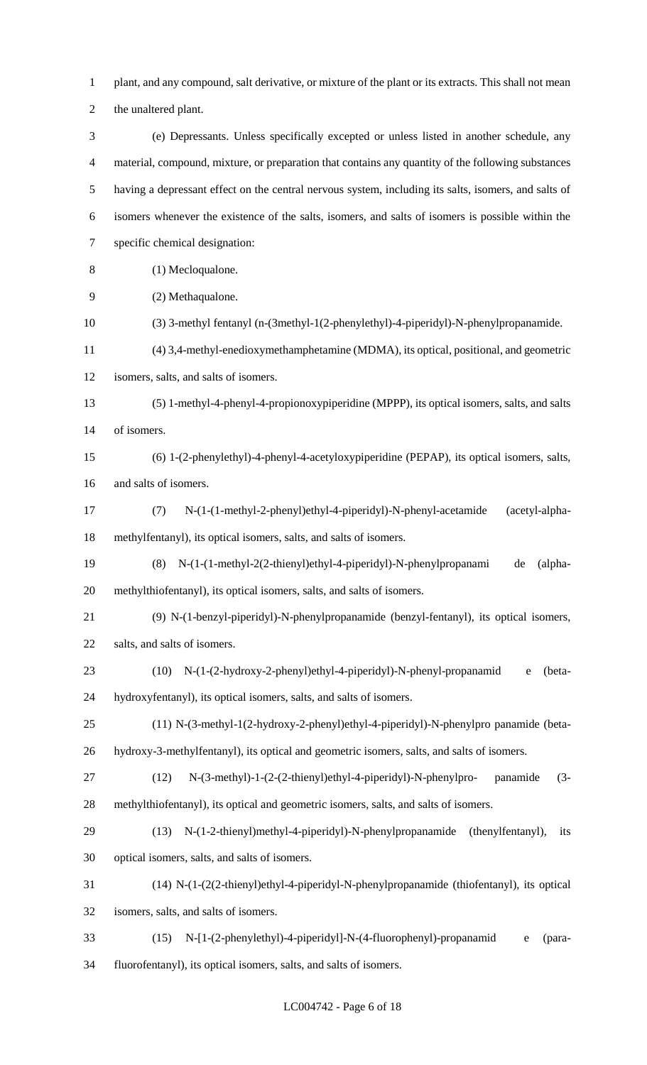plant, and any compound, salt derivative, or mixture of the plant or its extracts. This shall not mean the unaltered plant.

(e) Depressants. Unless specifically excepted or unless listed in another schedule, any material, compound, mixture, or preparation that contains any quantity of the following substances having a depressant effect on the central nervous system, including its salts, isomers, and salts of isomers whenever the existence of the salts, isomers, and salts of isomers is possible within the specific chemical designation:

(1) Mecloqualone.

(2) Methaqualone.

(3) 3-methyl fentanyl (n-(3methyl-1(2-phenylethyl)-4-piperidyl)-N-phenylpropanamide.

(4) 3,4-methyl-enedioxymethamphetamine (MDMA), its optical, positional, and geometric isomers, salts, and salts of isomers.

(5) 1-methyl-4-phenyl-4-propionoxypiperidine (MPPP), its optical isomers, salts, and salts of isomers.

(6) 1-(2-phenylethyl)-4-phenyl-4-acetyloxypiperidine (PEPAP), its optical isomers, salts, and salts of isomers.

(7) N-(1-(1-methyl-2-phenyl)ethyl-4-piperidyl)-N-phenyl-acetamide (acetyl-alpha-methylfentanyl), its optical isomers, salts, and salts of isomers.

(8) N-(1-(1-methyl-2(2-thienyl)ethyl-4-piperidyl)-N-phenylpropanami de (alpha-methylthiofentanyl), its optical isomers, salts, and salts of isomers.

(9) N-(1-benzyl-piperidyl)-N-phenylpropanamide (benzyl-fentanyl), its optical isomers, salts, and salts of isomers.

(10) N-(1-(2-hydroxy-2-phenyl)ethyl-4-piperidyl)-N-phenyl-propanamid e (beta-hydroxyfentanyl), its optical isomers, salts, and salts of isomers.

(11) N-(3-methyl-1(2-hydroxy-2-phenyl)ethyl-4-piperidyl)-N-phenylpro panamide (beta-hydroxy-3-methylfentanyl), its optical and geometric isomers, salts, and salts of isomers.

(12) N-(3-methyl)-1-(2-(2-thienyl)ethyl-4-piperidyl)-N-phenylpro- panamide (3-methylthiofentanyl), its optical and geometric isomers, salts, and salts of isomers.

(13) N-(1-2-thienyl)methyl-4-piperidyl)-N-phenylpropanamide (thenylfentanyl), its optical isomers, salts, and salts of isomers.

(14) N-(1-(2(2-thienyl)ethyl-4-piperidyl-N-phenylpropanamide (thiofentanyl), its optical isomers, salts, and salts of isomers.

(15) N-[1-(2-phenylethyl)-4-piperidyl]-N-(4-fluorophenyl)-propanamid e (para-fluorofentanyl), its optical isomers, salts, and salts of isomers.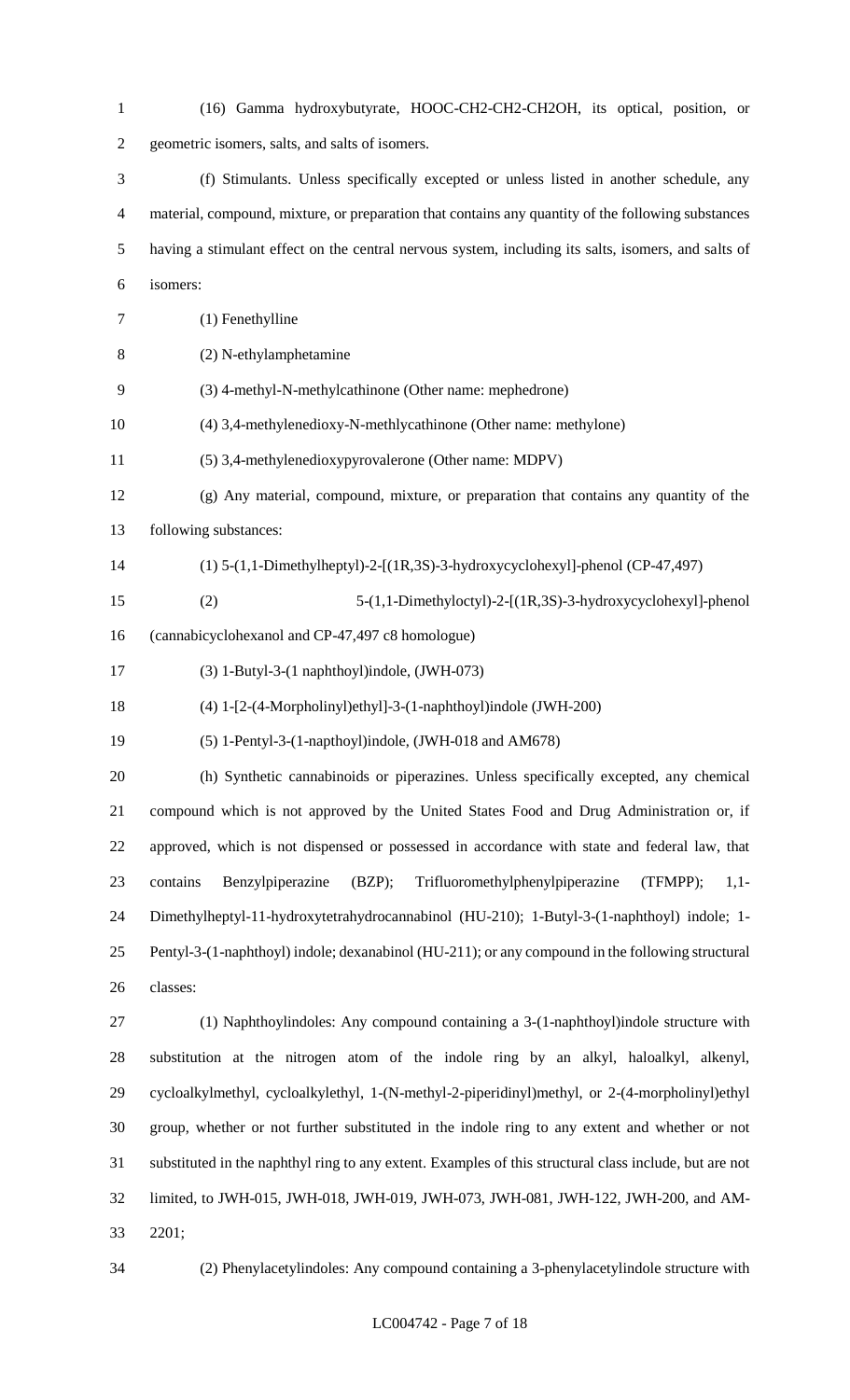(16) Gamma hydroxybutyrate, HOOC-CH2-CH2-CH2OH, its optical, position, or geometric isomers, salts, and salts of isomers.

(f) Stimulants. Unless specifically excepted or unless listed in another schedule, any material, compound, mixture, or preparation that contains any quantity of the following substances having a stimulant effect on the central nervous system, including its salts, isomers, and salts of isomers:

(1) Fenethylline

(2) N-ethylamphetamine

(3) 4-methyl-N-methylcathinone (Other name: mephedrone)

(4) 3,4-methylenedioxy-N-methlycathinone (Other name: methylone)

(5) 3,4-methylenedioxypyrovalerone (Other name: MDPV)

(g) Any material, compound, mixture, or preparation that contains any quantity of the following substances:

(1) 5-(1,1-Dimethylheptyl)-2-[(1R,3S)-3-hydroxycyclohexyl]-phenol (CP-47,497)

(2) 5-(1,1-Dimethyloctyl)-2-[(1R,3S)-3-hydroxycyclohexyl]-phenol (cannabicyclohexanol and CP-47,497 c8 homologue)

(3) 1-Butyl-3-(1 naphthoyl)indole, (JWH-073)

(4) 1-[2-(4-Morpholinyl)ethyl]-3-(1-naphthoyl)indole (JWH-200)

(5) 1-Pentyl-3-(1-napthoyl)indole, (JWH-018 and AM678)

(h) Synthetic cannabinoids or piperazines. Unless specifically excepted, any chemical compound which is not approved by the United States Food and Drug Administration or, if approved, which is not dispensed or possessed in accordance with state and federal law, that contains Benzylpiperazine (BZP); Trifluoromethylphenylpiperazine (TFMPP); 1,1-Dimethylheptyl-11-hydroxytetrahydrocannabinol (HU-210); 1-Butyl-3-(1-naphthoyl) indole; 1-Pentyl-3-(1-naphthoyl) indole; dexanabinol (HU-211); or any compound in the following structural classes:

(1) Naphthoylindoles: Any compound containing a 3-(1-naphthoyl)indole structure with substitution at the nitrogen atom of the indole ring by an alkyl, haloalkyl, alkenyl, cycloalkylmethyl, cycloalkylethyl, 1-(N-methyl-2-piperidinyl)methyl, or 2-(4-morpholinyl)ethyl group, whether or not further substituted in the indole ring to any extent and whether or not substituted in the naphthyl ring to any extent. Examples of this structural class include, but are not limited to, JWH-015, JWH-018, JWH-019, JWH-073, JWH-081, JWH-122, JWH-200, and AM-2201;

(2) Phenylacetylindoles: Any compound containing a 3-phenylacetylindole structure with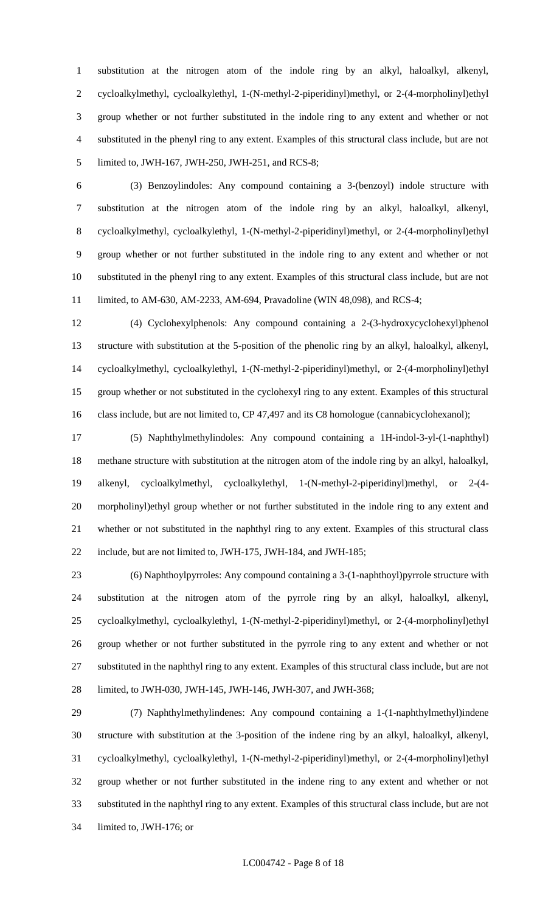substitution at the nitrogen atom of the indole ring by an alkyl, haloalkyl, alkenyl, cycloalkylmethyl, cycloalkylethyl, 1-(N-methyl-2-piperidinyl)methyl, or 2-(4-morpholinyl)ethyl group whether or not further substituted in the indole ring to any extent and whether or not substituted in the phenyl ring to any extent. Examples of this structural class include, but are not limited to, JWH-167, JWH-250, JWH-251, and RCS-8;

(3) Benzoylindoles: Any compound containing a 3-(benzoyl) indole structure with substitution at the nitrogen atom of the indole ring by an alkyl, haloalkyl, alkenyl, cycloalkylmethyl, cycloalkylethyl, 1-(N-methyl-2-piperidinyl)methyl, or 2-(4-morpholinyl)ethyl group whether or not further substituted in the indole ring to any extent and whether or not substituted in the phenyl ring to any extent. Examples of this structural class include, but are not limited, to AM-630, AM-2233, AM-694, Pravadoline (WIN 48,098), and RCS-4;

(4) Cyclohexylphenols: Any compound containing a 2-(3-hydroxycyclohexyl)phenol structure with substitution at the 5-position of the phenolic ring by an alkyl, haloalkyl, alkenyl, cycloalkylmethyl, cycloalkylethyl, 1-(N-methyl-2-piperidinyl)methyl, or 2-(4-morpholinyl)ethyl group whether or not substituted in the cyclohexyl ring to any extent. Examples of this structural class include, but are not limited to, CP 47,497 and its C8 homologue (cannabicyclohexanol);

(5) Naphthylmethylindoles: Any compound containing a 1H-indol-3-yl-(1-naphthyl) methane structure with substitution at the nitrogen atom of the indole ring by an alkyl, haloalkyl, alkenyl, cycloalkylmethyl, cycloalkylethyl, 1-(N-methyl-2-piperidinyl)methyl, or 2-(4-morpholinyl)ethyl group whether or not further substituted in the indole ring to any extent and whether or not substituted in the naphthyl ring to any extent. Examples of this structural class include, but are not limited to, JWH-175, JWH-184, and JWH-185;

(6) Naphthoylpyrroles: Any compound containing a 3-(1-naphthoyl)pyrrole structure with substitution at the nitrogen atom of the pyrrole ring by an alkyl, haloalkyl, alkenyl, cycloalkylmethyl, cycloalkylethyl, 1-(N-methyl-2-piperidinyl)methyl, or 2-(4-morpholinyl)ethyl group whether or not further substituted in the pyrrole ring to any extent and whether or not substituted in the naphthyl ring to any extent. Examples of this structural class include, but are not limited, to JWH-030, JWH-145, JWH-146, JWH-307, and JWH-368;

(7) Naphthylmethylindenes: Any compound containing a 1-(1-naphthylmethyl)indene structure with substitution at the 3-position of the indene ring by an alkyl, haloalkyl, alkenyl, cycloalkylmethyl, cycloalkylethyl, 1-(N-methyl-2-piperidinyl)methyl, or 2-(4-morpholinyl)ethyl group whether or not further substituted in the indene ring to any extent and whether or not substituted in the naphthyl ring to any extent. Examples of this structural class include, but are not limited to, JWH-176; or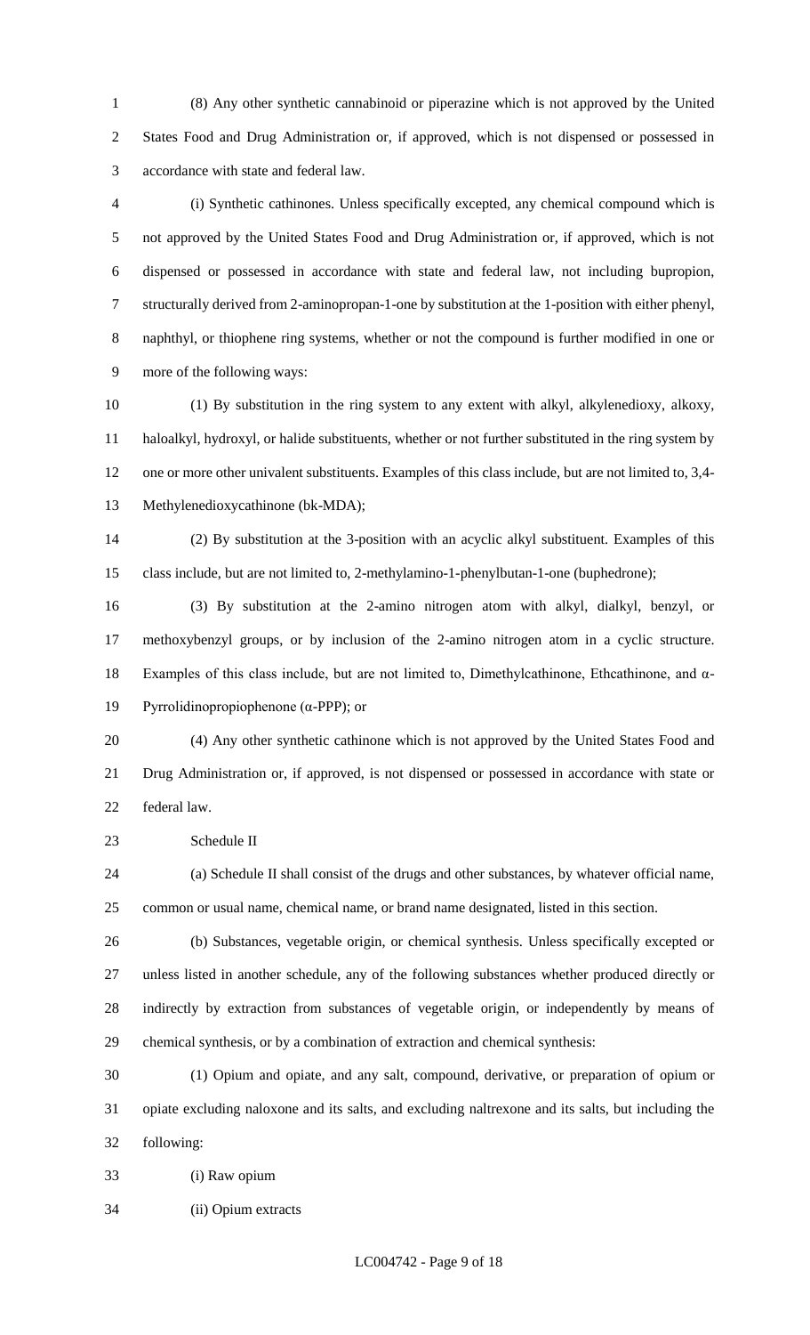(8) Any other synthetic cannabinoid or piperazine which is not approved by the United States Food and Drug Administration or, if approved, which is not dispensed or possessed in accordance with state and federal law.

(i) Synthetic cathinones. Unless specifically excepted, any chemical compound which is not approved by the United States Food and Drug Administration or, if approved, which is not dispensed or possessed in accordance with state and federal law, not including bupropion, structurally derived from 2-aminopropan-1-one by substitution at the 1-position with either phenyl, naphthyl, or thiophene ring systems, whether or not the compound is further modified in one or more of the following ways:

(1) By substitution in the ring system to any extent with alkyl, alkylenedioxy, alkoxy, haloalkyl, hydroxyl, or halide substituents, whether or not further substituted in the ring system by one or more other univalent substituents. Examples of this class include, but are not limited to, 3,4-Methylenedioxycathinone (bk-MDA);

(2) By substitution at the 3-position with an acyclic alkyl substituent. Examples of this class include, but are not limited to, 2-methylamino-1-phenylbutan-1-one (buphedrone);

(3) By substitution at the 2-amino nitrogen atom with alkyl, dialkyl, benzyl, or methoxybenzyl groups, or by inclusion of the 2-amino nitrogen atom in a cyclic structure. Examples of this class include, but are not limited to, Dimethylcathinone, Ethcathinone, and α-Pyrrolidinopropiophenone (α-PPP); or

(4) Any other synthetic cathinone which is not approved by the United States Food and Drug Administration or, if approved, is not dispensed or possessed in accordance with state or federal law.

Schedule II

(a) Schedule II shall consist of the drugs and other substances, by whatever official name, common or usual name, chemical name, or brand name designated, listed in this section.

(b) Substances, vegetable origin, or chemical synthesis. Unless specifically excepted or unless listed in another schedule, any of the following substances whether produced directly or indirectly by extraction from substances of vegetable origin, or independently by means of chemical synthesis, or by a combination of extraction and chemical synthesis:

(1) Opium and opiate, and any salt, compound, derivative, or preparation of opium or opiate excluding naloxone and its salts, and excluding naltrexone and its salts, but including the following:

(i) Raw opium

(ii) Opium extracts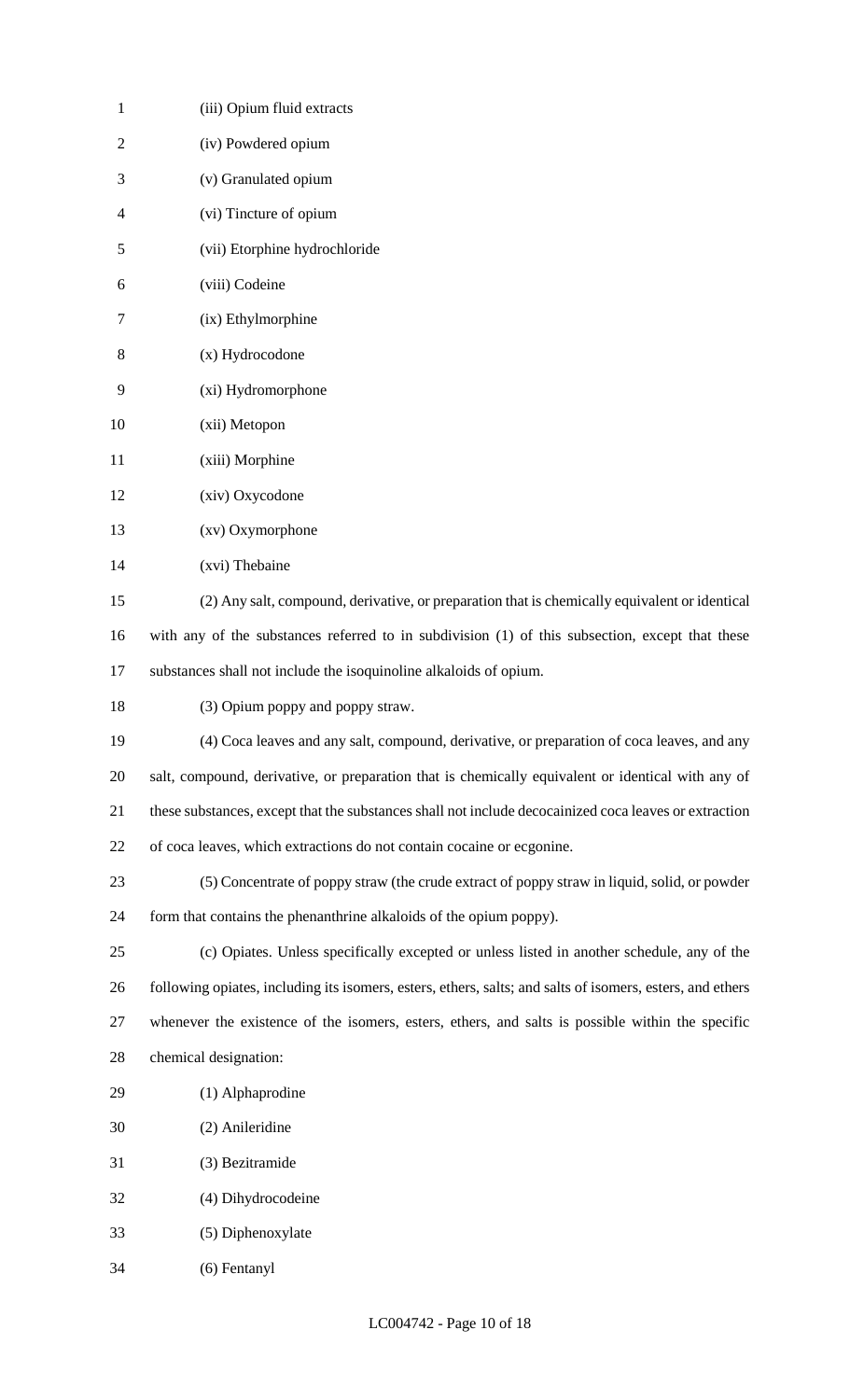(iii) Opium fluid extracts

(iv) Powdered opium

(v) Granulated opium

(vi) Tincture of opium

(vii) Etorphine hydrochloride

(viii) Codeine

(ix) Ethylmorphine

(x) Hydrocodone

(xi) Hydromorphone

(xii) Metopon

(xiii) Morphine

(xiv) Oxycodone

(xv) Oxymorphone

(xvi) Thebaine

(2) Any salt, compound, derivative, or preparation that is chemically equivalent or identical with any of the substances referred to in subdivision (1) of this subsection, except that these substances shall not include the isoquinoline alkaloids of opium.

(3) Opium poppy and poppy straw.

(4) Coca leaves and any salt, compound, derivative, or preparation of coca leaves, and any salt, compound, derivative, or preparation that is chemically equivalent or identical with any of these substances, except that the substances shall not include decocainized coca leaves or extraction of coca leaves, which extractions do not contain cocaine or ecgonine.

(5) Concentrate of poppy straw (the crude extract of poppy straw in liquid, solid, or powder form that contains the phenanthrine alkaloids of the opium poppy).

(c) Opiates. Unless specifically excepted or unless listed in another schedule, any of the following opiates, including its isomers, esters, ethers, salts; and salts of isomers, esters, and ethers whenever the existence of the isomers, esters, ethers, and salts is possible within the specific chemical designation:

(1) Alphaprodine

(2) Anileridine

(3) Bezitramide

(4) Dihydrocodeine

(5) Diphenoxylate

(6) Fentanyl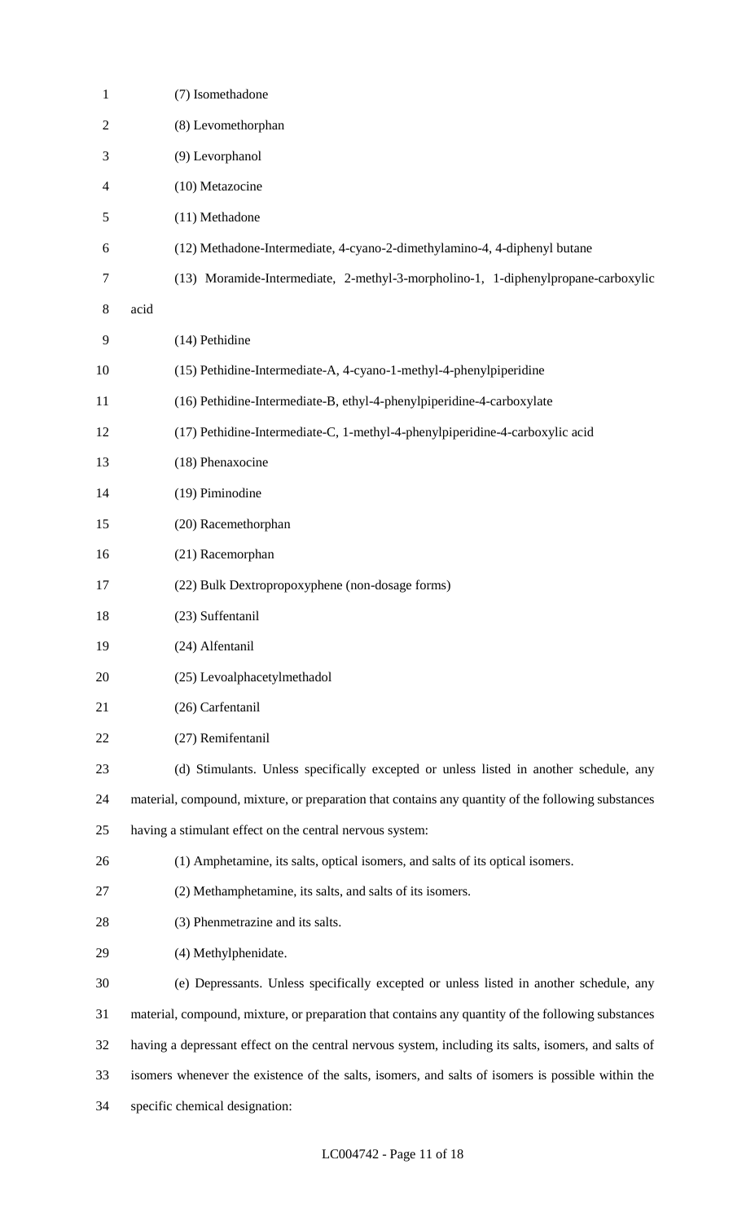(7) Isomethadone

(8) Levomethorphan

(9) Levorphanol

(10) Metazocine

(11) Methadone

(12) Methadone-Intermediate, 4-cyano-2-dimethylamino-4, 4-diphenyl butane

(13) Moramide-Intermediate, 2-methyl-3-morpholino-1, 1-diphenylpropane-carboxylic acid

(14) Pethidine

(15) Pethidine-Intermediate-A, 4-cyano-1-methyl-4-phenylpiperidine

(16) Pethidine-Intermediate-B, ethyl-4-phenylpiperidine-4-carboxylate

(17) Pethidine-Intermediate-C, 1-methyl-4-phenylpiperidine-4-carboxylic acid

(18) Phenaxocine

(19) Piminodine

(20) Racemethorphan

(21) Racemorphan

(22) Bulk Dextropropoxyphene (non-dosage forms)

(23) Suffentanil

(24) Alfentanil

(25) Levoalphacetylmethadol

(26) Carfentanil

(27) Remifentanil

(d) Stimulants. Unless specifically excepted or unless listed in another schedule, any material, compound, mixture, or preparation that contains any quantity of the following substances having a stimulant effect on the central nervous system:

(1) Amphetamine, its salts, optical isomers, and salts of its optical isomers.

(2) Methamphetamine, its salts, and salts of its isomers.

(3) Phenmetrazine and its salts.

(4) Methylphenidate.

(e) Depressants. Unless specifically excepted or unless listed in another schedule, any material, compound, mixture, or preparation that contains any quantity of the following substances having a depressant effect on the central nervous system, including its salts, isomers, and salts of isomers whenever the existence of the salts, isomers, and salts of isomers is possible within the specific chemical designation: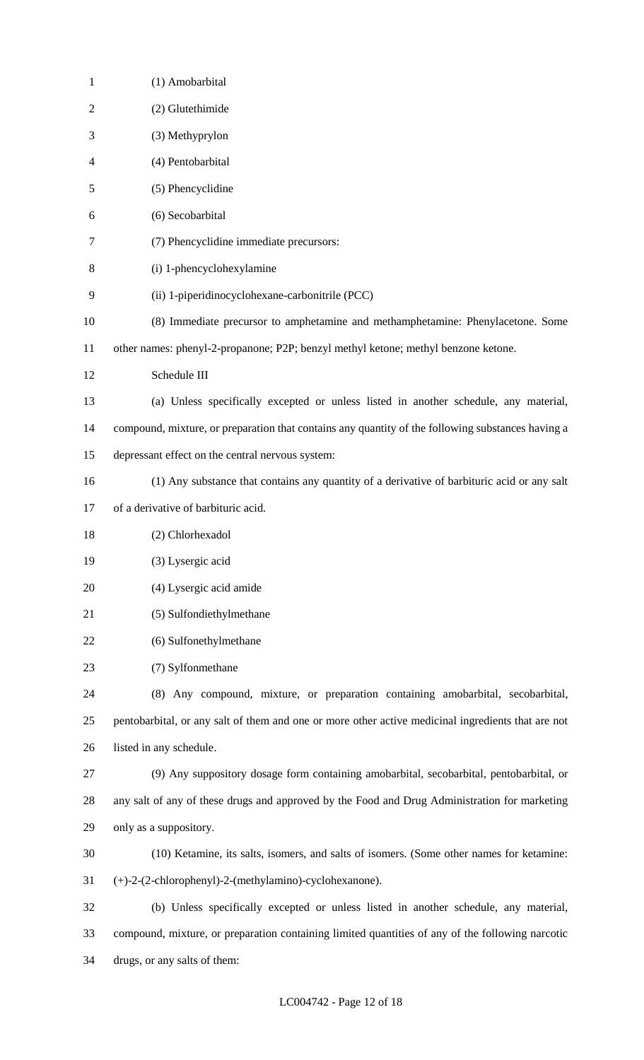(1) Amobarbital

(2) Glutethimide

(3) Methyprylon

(4) Pentobarbital

(5) Phencyclidine

(6) Secobarbital

(7) Phencyclidine immediate precursors:

(i) 1-phencyclohexylamine

(ii) 1-piperidinocyclohexane-carbonitrile (PCC)

(8) Immediate precursor to amphetamine and methamphetamine: Phenylacetone. Some other names: phenyl-2-propanone; P2P; benzyl methyl ketone; methyl benzone ketone.

Schedule III

(a) Unless specifically excepted or unless listed in another schedule, any material, compound, mixture, or preparation that contains any quantity of the following substances having a depressant effect on the central nervous system:

(1) Any substance that contains any quantity of a derivative of barbituric acid or any salt of a derivative of barbituric acid.

(2) Chlorhexadol

(3) Lysergic acid

(4) Lysergic acid amide

(5) Sulfondiethylmethane

(6) Sulfonethylmethane

(7) Sylfonmethane

(8) Any compound, mixture, or preparation containing amobarbital, secobarbital, pentobarbital, or any salt of them and one or more other active medicinal ingredients that are not listed in any schedule.

(9) Any suppository dosage form containing amobarbital, secobarbital, pentobarbital, or any salt of any of these drugs and approved by the Food and Drug Administration for marketing only as a suppository.

(10) Ketamine, its salts, isomers, and salts of isomers. (Some other names for ketamine: (+)-2-(2-chlorophenyl)-2-(methylamino)-cyclohexanone).

(b) Unless specifically excepted or unless listed in another schedule, any material, compound, mixture, or preparation containing limited quantities of any of the following narcotic drugs, or any salts of them: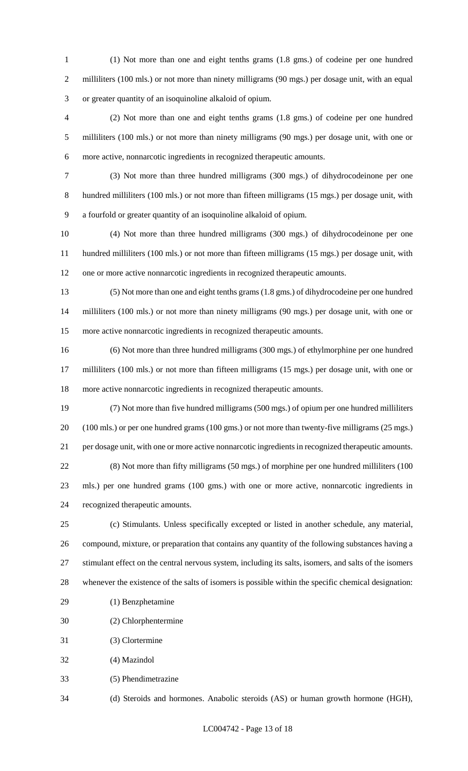(1) Not more than one and eight tenths grams (1.8 gms.) of codeine per one hundred milliliters (100 mls.) or not more than ninety milligrams (90 mgs.) per dosage unit, with an equal or greater quantity of an isoquinoline alkaloid of opium.

(2) Not more than one and eight tenths grams (1.8 gms.) of codeine per one hundred milliliters (100 mls.) or not more than ninety milligrams (90 mgs.) per dosage unit, with one or more active, nonnarcotic ingredients in recognized therapeutic amounts.

(3) Not more than three hundred milligrams (300 mgs.) of dihydrocodeinone per one hundred milliliters (100 mls.) or not more than fifteen milligrams (15 mgs.) per dosage unit, with a fourfold or greater quantity of an isoquinoline alkaloid of opium.

(4) Not more than three hundred milligrams (300 mgs.) of dihydrocodeinone per one hundred milliliters (100 mls.) or not more than fifteen milligrams (15 mgs.) per dosage unit, with one or more active nonnarcotic ingredients in recognized therapeutic amounts.

(5) Not more than one and eight tenths grams (1.8 gms.) of dihydrocodeine per one hundred milliliters (100 mls.) or not more than ninety milligrams (90 mgs.) per dosage unit, with one or more active nonnarcotic ingredients in recognized therapeutic amounts.

(6) Not more than three hundred milligrams (300 mgs.) of ethylmorphine per one hundred milliliters (100 mls.) or not more than fifteen milligrams (15 mgs.) per dosage unit, with one or more active nonnarcotic ingredients in recognized therapeutic amounts.

(7) Not more than five hundred milligrams (500 mgs.) of opium per one hundred milliliters (100 mls.) or per one hundred grams (100 gms.) or not more than twenty-five milligrams (25 mgs.) per dosage unit, with one or more active nonnarcotic ingredients in recognized therapeutic amounts.

(8) Not more than fifty milligrams (50 mgs.) of morphine per one hundred milliliters (100 mls.) per one hundred grams (100 gms.) with one or more active, nonnarcotic ingredients in recognized therapeutic amounts.

(c) Stimulants. Unless specifically excepted or listed in another schedule, any material, compound, mixture, or preparation that contains any quantity of the following substances having a stimulant effect on the central nervous system, including its salts, isomers, and salts of the isomers whenever the existence of the salts of isomers is possible within the specific chemical designation:

(1) Benzphetamine

(2) Chlorphentermine

(3) Clortermine

(4) Mazindol

(5) Phendimetrazine

(d) Steroids and hormones. Anabolic steroids (AS) or human growth hormone (HGH),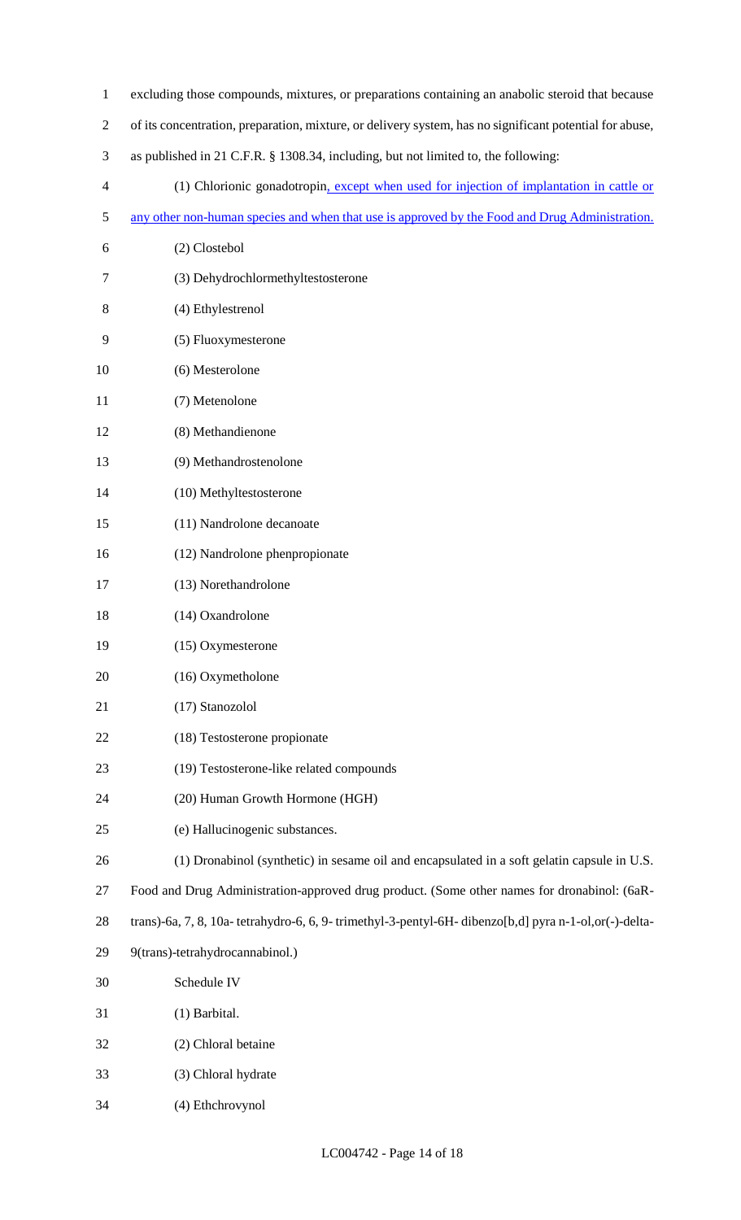excluding those compounds, mixtures, or preparations containing an anabolic steroid that because of its concentration, preparation, mixture, or delivery system, has no significant potential for abuse, as published in 21 C.F.R. § 1308.34, including, but not limited to, the following:

(1) Chlorionic gonadotropin, except when used for injection of implantation in cattle or any other non-human species and when that use is approved by the Food and Drug Administration.

(2) Clostebol

(3) Dehydrochlormethyltestosterone

(4) Ethylestrenol

(5) Fluoxymesterone

(6) Mesterolone

(7) Metenolone

(8) Methandienone

(9) Methandrostenolone

(10) Methyltestosterone

(11) Nandrolone decanoate

(12) Nandrolone phenpropionate

(13) Norethandrolone

(14) Oxandrolone

(15) Oxymesterone

(16) Oxymetholone

(17) Stanozolol

(18) Testosterone propionate

(19) Testosterone-like related compounds

(20) Human Growth Hormone (HGH)

(e) Hallucinogenic substances.

(1) Dronabinol (synthetic) in sesame oil and encapsulated in a soft gelatin capsule in U.S. Food and Drug Administration-approved drug product. (Some other names for dronabinol: (6aR-trans)-6a, 7, 8, 10a- tetrahydro-6, 6, 9- trimethyl-3-pentyl-6H- dibenzo[b,d] pyra n-1-ol,or(-)-delta-9(trans)-tetrahydrocannabinol.)

Schedule IV

(1) Barbital.

(2) Chloral betaine

(3) Chloral hydrate

(4) Ethchrovynol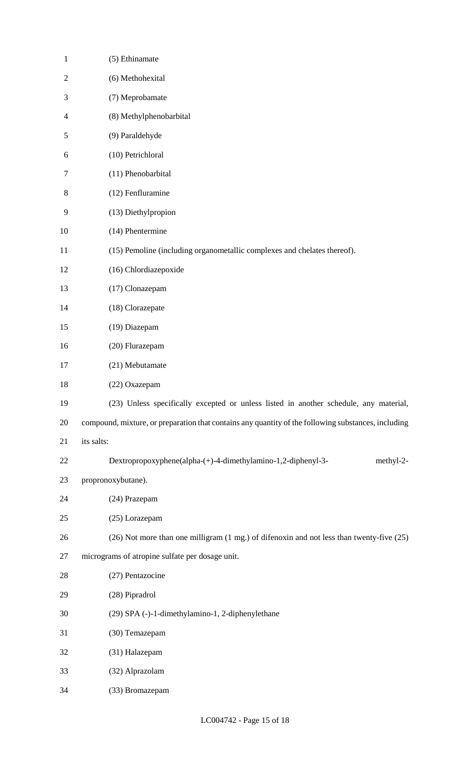(5) Ethinamate

(6) Methohexital

(7) Meprobamate

(8) Methylphenobarbital

(9) Paraldehyde

(10) Petrichloral

(11) Phenobarbital

(12) Fenfluramine

(13) Diethylpropion

(14) Phentermine

(15) Pemoline (including organometallic complexes and chelates thereof).

(16) Chlordiazepoxide

(17) Clonazepam

(18) Clorazepate

(19) Diazepam

(20) Flurazepam

(21) Mebutamate

(22) Oxazepam

(23) Unless specifically excepted or unless listed in another schedule, any material, compound, mixture, or preparation that contains any quantity of the following substances, including its salts:

Dextropropoxyphene(alpha-(+)-4-dimethylamino-1,2-diphenyl-3- methyl-2-propronoxybutane).

(24) Prazepam

(25) Lorazepam

(26) Not more than one milligram (1 mg.) of difenoxin and not less than twenty-five (25) micrograms of atropine sulfate per dosage unit.

(27) Pentazocine

(28) Pipradrol

(29) SPA (-)-1-dimethylamino-1, 2-diphenylethane

(30) Temazepam

(31) Halazepam

(32) Alprazolam

(33) Bromazepam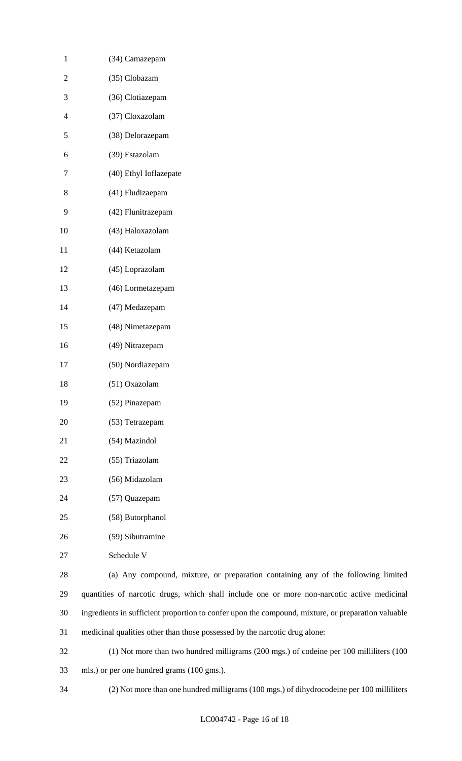(34) Camazepam

(35) Clobazam

(36) Clotiazepam

(37) Cloxazolam

(38) Delorazepam

(39) Estazolam

(40) Ethyl Ioflazepate

(41) Fludizaepam

(42) Flunitrazepam

(43) Haloxazolam

(44) Ketazolam

(45) Loprazolam

(46) Lormetazepam

(47) Medazepam

(48) Nimetazepam

(49) Nitrazepam

(50) Nordiazepam

(51) Oxazolam

(52) Pinazepam

(53) Tetrazepam

(54) Mazindol

(55) Triazolam

(56) Midazolam

(57) Quazepam

(58) Butorphanol

(59) Sibutramine

Schedule V

(a) Any compound, mixture, or preparation containing any of the following limited quantities of narcotic drugs, which shall include one or more non-narcotic active medicinal ingredients in sufficient proportion to confer upon the compound, mixture, or preparation valuable medicinal qualities other than those possessed by the narcotic drug alone:

(1) Not more than two hundred milligrams (200 mgs.) of codeine per 100 milliliters (100 mls.) or per one hundred grams (100 gms.).

(2) Not more than one hundred milligrams (100 mgs.) of dihydrocodeine per 100 milliliters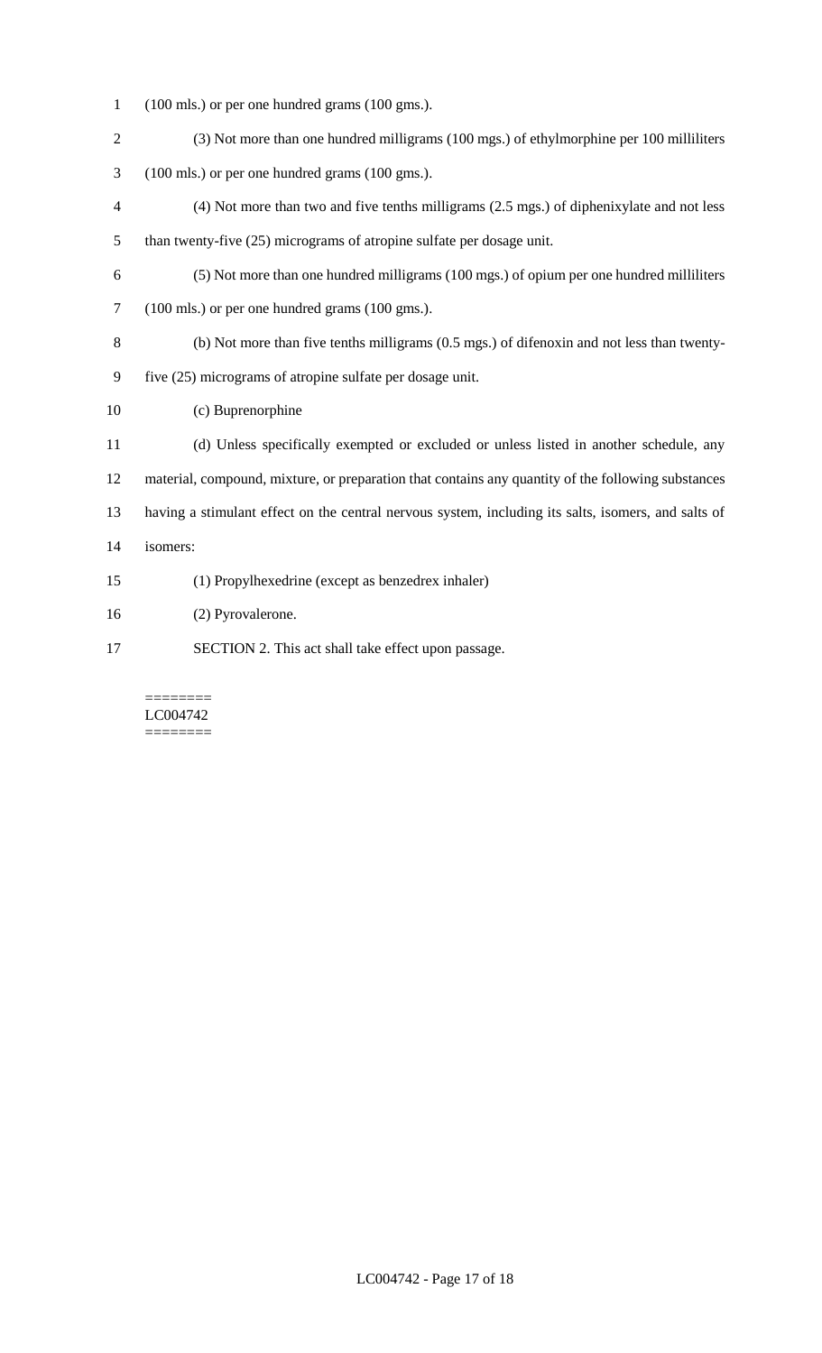(100 mls.) or per one hundred grams (100 gms.).

(3) Not more than one hundred milligrams (100 mgs.) of ethylmorphine per 100 milliliters (100 mls.) or per one hundred grams (100 gms.).

(4) Not more than two and five tenths milligrams (2.5 mgs.) of diphenixylate and not less than twenty-five (25) micrograms of atropine sulfate per dosage unit.

(5) Not more than one hundred milligrams (100 mgs.) of opium per one hundred milliliters (100 mls.) or per one hundred grams (100 gms.).

(b) Not more than five tenths milligrams (0.5 mgs.) of difenoxin and not less than twenty-five (25) micrograms of atropine sulfate per dosage unit.

(c) Buprenorphine

(d) Unless specifically exempted or excluded or unless listed in another schedule, any material, compound, mixture, or preparation that contains any quantity of the following substances having a stimulant effect on the central nervous system, including its salts, isomers, and salts of isomers:

(1) Propylhexedrine (except as benzedrex inhaler)

(2) Pyrovalerone.

SECTION 2. This act shall take effect upon passage.

========
LC004742
========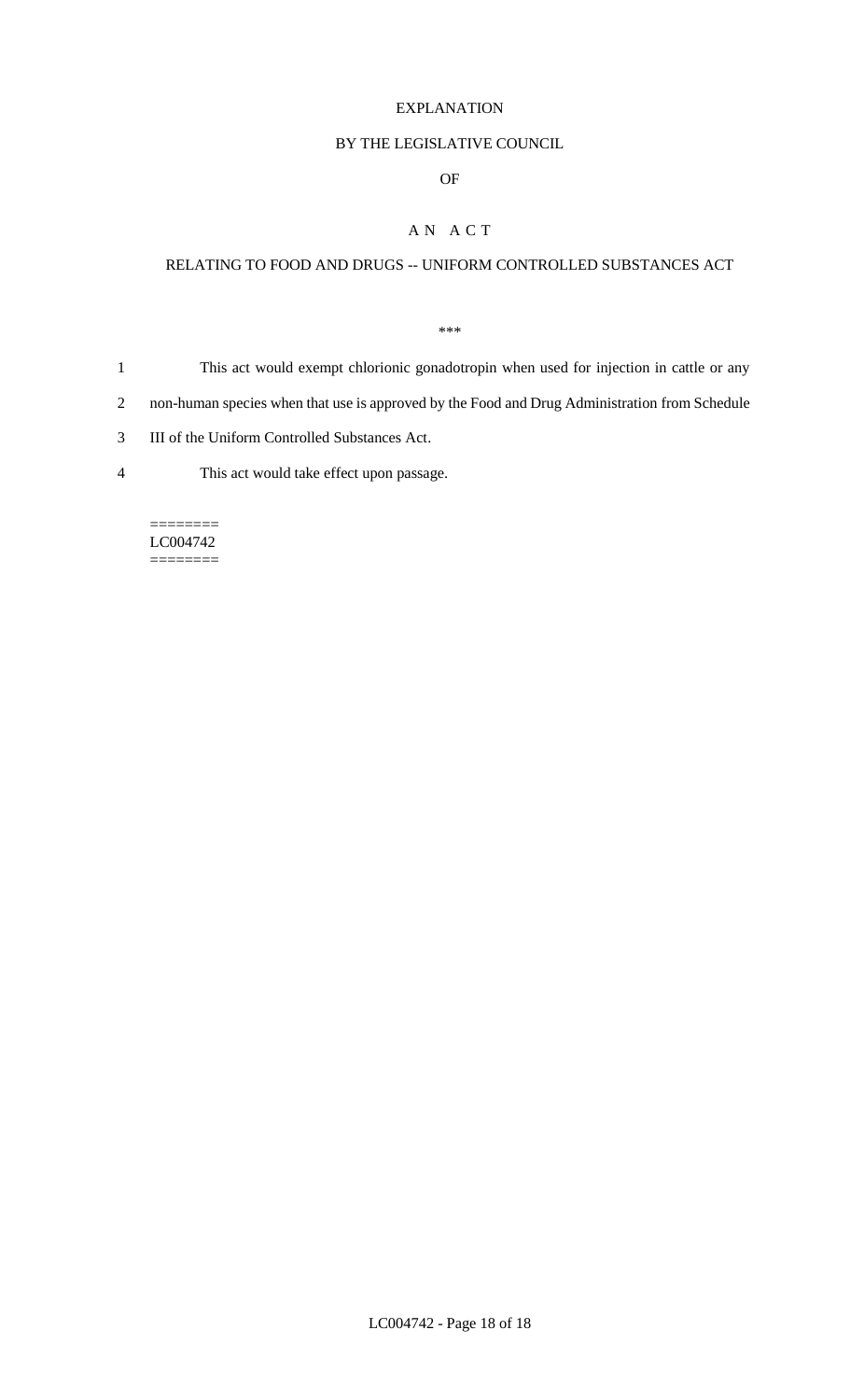EXPLANATION

BY THE LEGISLATIVE COUNCIL

OF

A N A C T

RELATING TO FOOD AND DRUGS -- UNIFORM CONTROLLED SUBSTANCES ACT

\*\*\*

1 This act would exempt chlorionic gonadotropin when used for injection in cattle or any
2 non-human species when that use is approved by the Food and Drug Administration from Schedule
3 III of the Uniform Controlled Substances Act.
4 This act would take effect upon passage.

========
LC004742
========